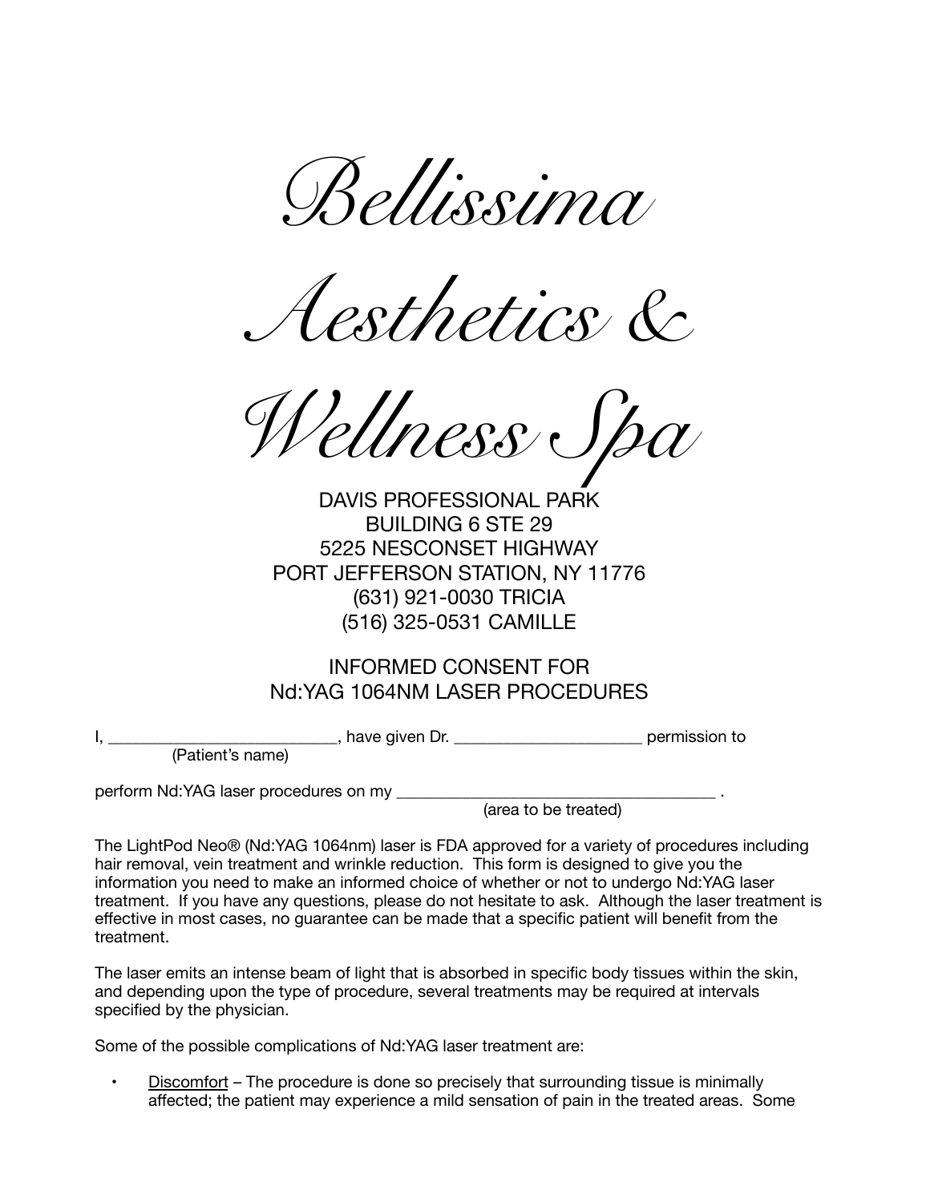# *Bellissima Aesthetics & Wellness Spa*

DAVIS PROFESSIONAL PARK
BUILDING 6 STE 29
5225 NESCONSET HIGHWAY
PORT JEFFERSON STATION, NY 11776
(631) 921-0030 TRICIA
(516) 325-0531 CAMILLE

## INFORMED CONSENT FOR Nd:YAG 1064NM LASER PROCEDURES

I, ___________________________, have given Dr. ______________________ permission to
(Patient's name)

perform Nd:YAG laser procedures on my ______________________________________ .
(area to be treated)

The LightPod Neo® (Nd:YAG 1064nm) laser is FDA approved for a variety of procedures including hair removal, vein treatment and wrinkle reduction. This form is designed to give you the information you need to make an informed choice of whether or not to undergo Nd:YAG laser treatment. If you have any questions, please do not hesitate to ask. Although the laser treatment is effective in most cases, no guarantee can be made that a specific patient will benefit from the treatment.

The laser emits an intense beam of light that is absorbed in specific body tissues within the skin, and depending upon the type of procedure, several treatments may be required at intervals specified by the physician.

Some of the possible complications of Nd:YAG laser treatment are:

- Discomfort – The procedure is done so precisely that surrounding tissue is minimally affected; the patient may experience a mild sensation of pain in the treated areas. Some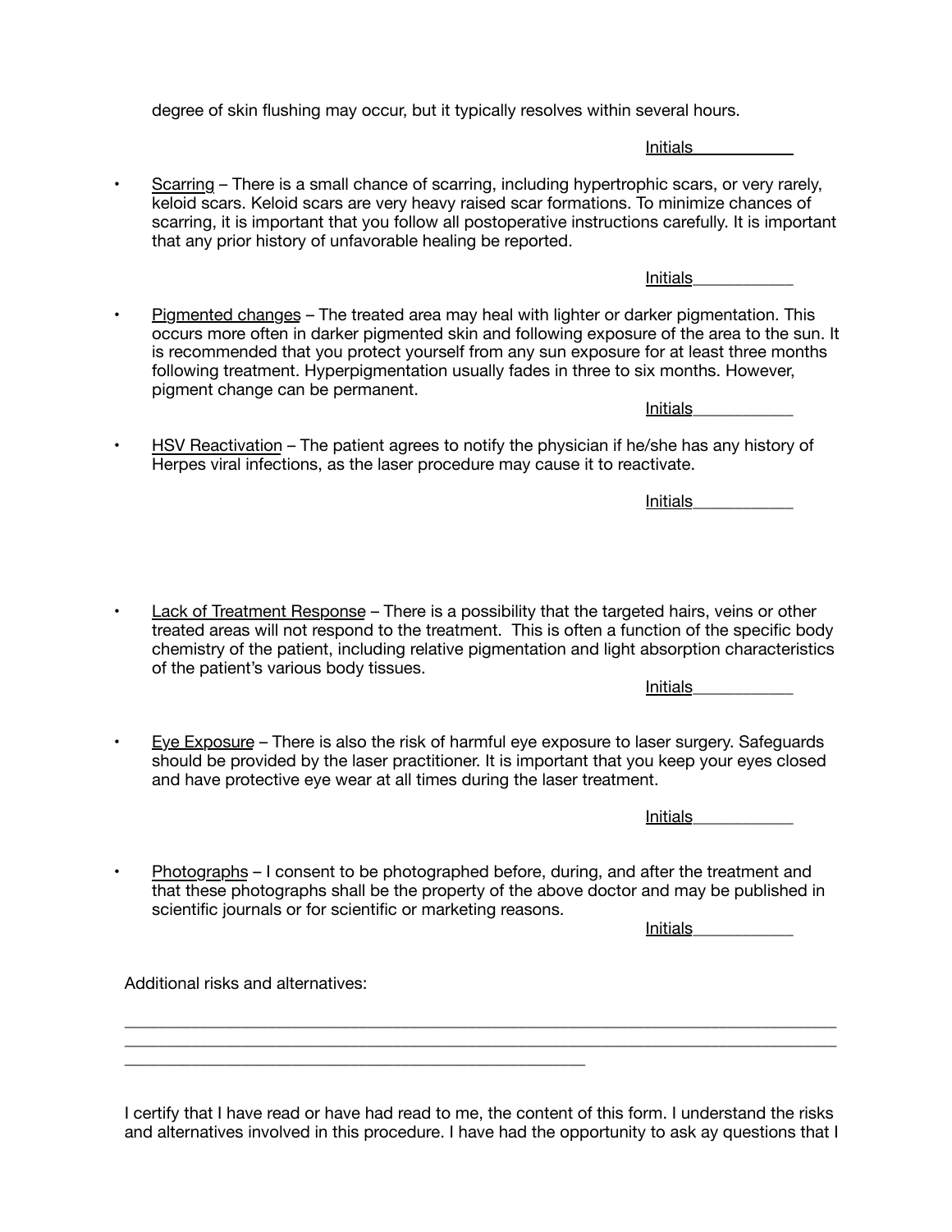degree of skin flushing may occur, but it typically resolves within several hours.

Initials___________

- Scarring – There is a small chance of scarring, including hypertrophic scars, or very rarely, keloid scars. Keloid scars are very heavy raised scar formations. To minimize chances of scarring, it is important that you follow all postoperative instructions carefully. It is important that any prior history of unfavorable healing be reported.

Initials___________

- Pigmented changes – The treated area may heal with lighter or darker pigmentation. This occurs more often in darker pigmented skin and following exposure of the area to the sun. It is recommended that you protect yourself from any sun exposure for at least three months following treatment. Hyperpigmentation usually fades in three to six months. However, pigment change can be permanent.

Initials___________

- HSV Reactivation – The patient agrees to notify the physician if he/she has any history of Herpes viral infections, as the laser procedure may cause it to reactivate.

Initials___________

- Lack of Treatment Response – There is a possibility that the targeted hairs, veins or other treated areas will not respond to the treatment. This is often a function of the specific body chemistry of the patient, including relative pigmentation and light absorption characteristics of the patient's various body tissues.

Initials___________

- Eye Exposure – There is also the risk of harmful eye exposure to laser surgery. Safeguards should be provided by the laser practitioner. It is important that you keep your eyes closed and have protective eye wear at all times during the laser treatment.

Initials___________

- Photographs – I consent to be photographed before, during, and after the treatment and that these photographs shall be the property of the above doctor and may be published in scientific journals or for scientific or marketing reasons.

Initials___________

Additional risks and alternatives:

_______________________________________________________________________________
_______________________________________________________________________________
__________________________________________________

I certify that I have read or have had read to me, the content of this form. I understand the risks and alternatives involved in this procedure. I have had the opportunity to ask ay questions that I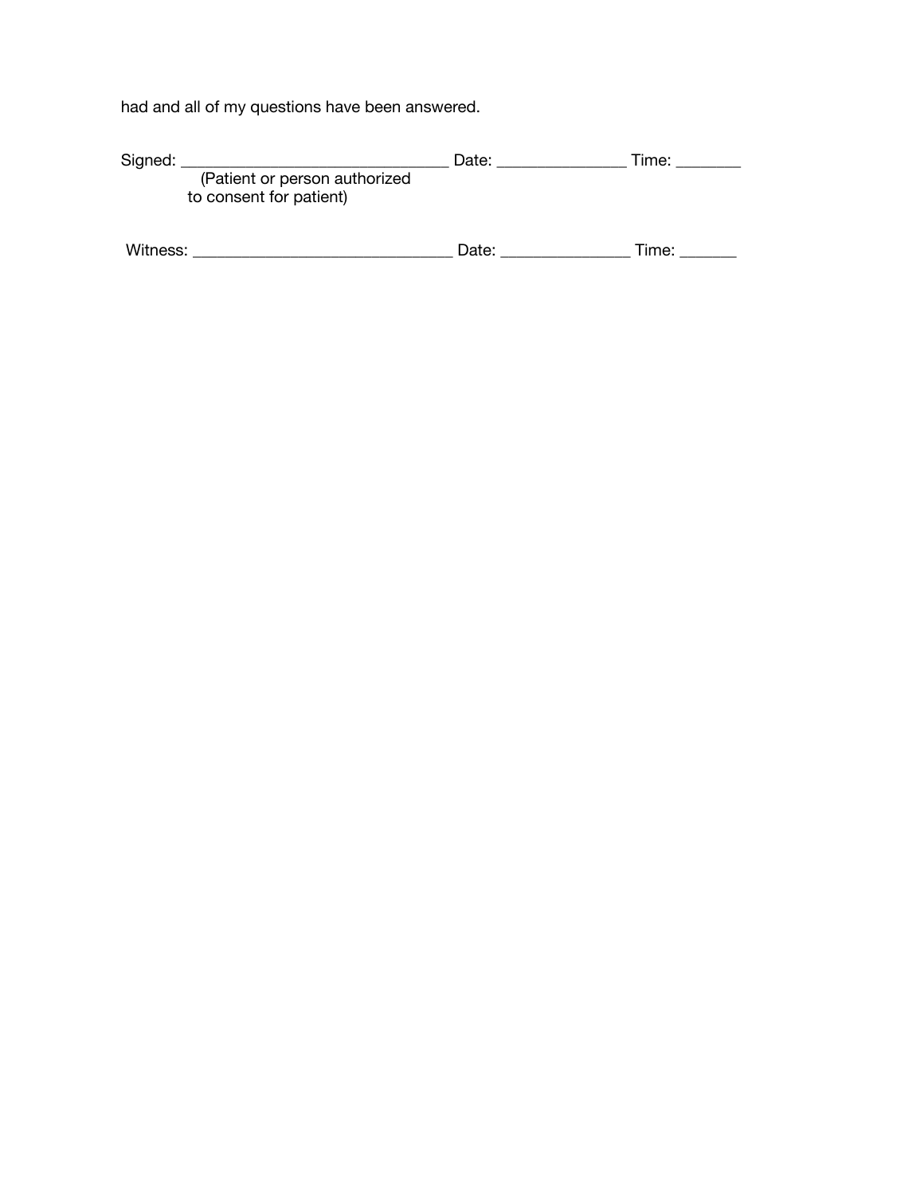had and all of my questions have been answered.

Signed: ________________________________ Date: _______________ Time: _______
(Patient or person authorized
to consent for patient)

Witness: _______________________________ Date: _______________ Time: _______